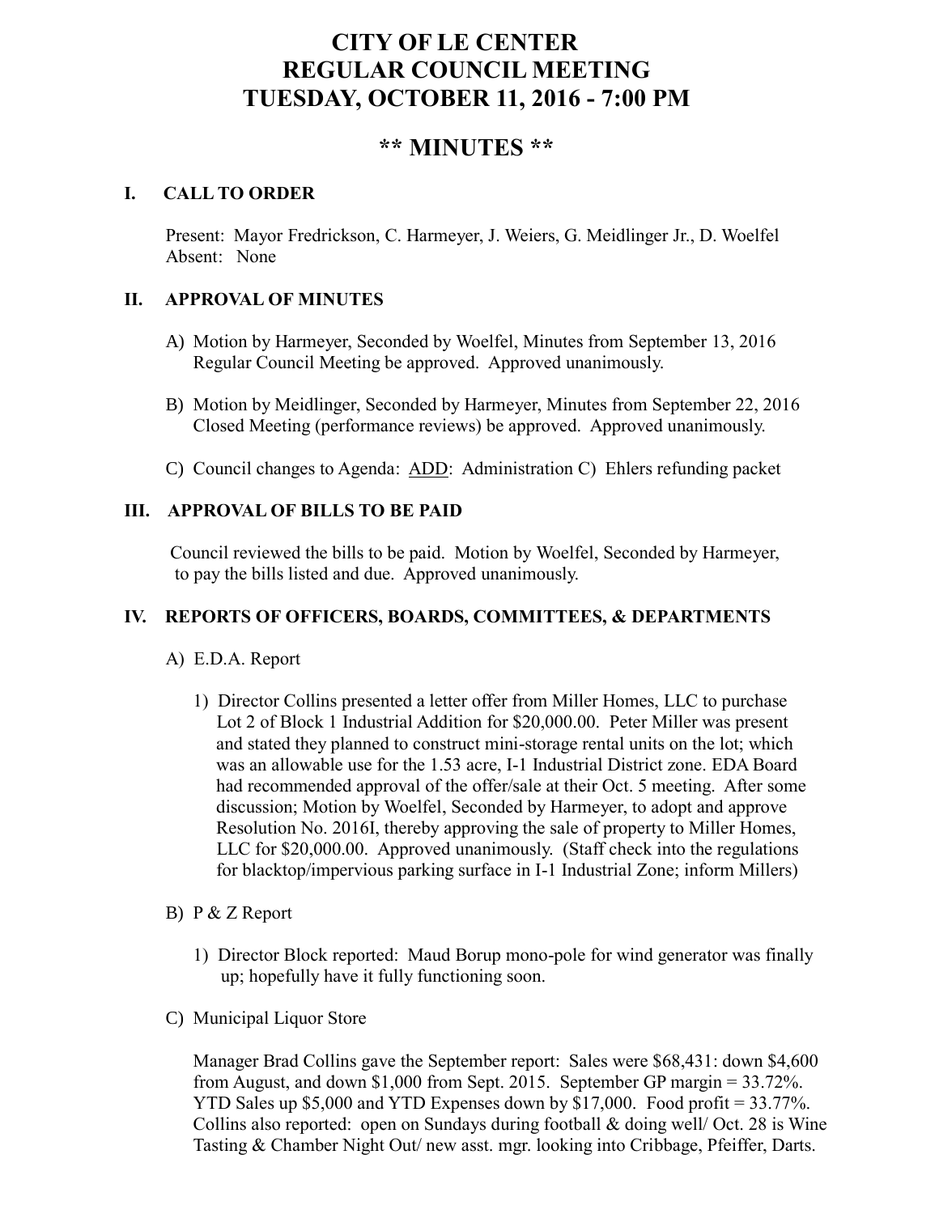# CITY OF LE CENTER
# REGULAR COUNCIL MEETING
# TUESDAY, OCTOBER 11, 2016 - 7:00 PM

## ** MINUTES **

### I. CALL TO ORDER

Present: Mayor Fredrickson, C. Harmeyer, J. Weiers, G. Meidlinger Jr., D. Woelfel
Absent: None

### II. APPROVAL OF MINUTES

A) Motion by Harmeyer, Seconded by Woelfel, Minutes from September 13, 2016 Regular Council Meeting be approved. Approved unanimously.

B) Motion by Meidlinger, Seconded by Harmeyer, Minutes from September 22, 2016 Closed Meeting (performance reviews) be approved. Approved unanimously.

C) Council changes to Agenda: ADD: Administration C) Ehlers refunding packet

### III. APPROVAL OF BILLS TO BE PAID

Council reviewed the bills to be paid. Motion by Woelfel, Seconded by Harmeyer, to pay the bills listed and due. Approved unanimously.

### IV. REPORTS OF OFFICERS, BOARDS, COMMITTEES, & DEPARTMENTS

A) E.D.A. Report

1) Director Collins presented a letter offer from Miller Homes, LLC to purchase Lot 2 of Block 1 Industrial Addition for $20,000.00. Peter Miller was present and stated they planned to construct mini-storage rental units on the lot; which was an allowable use for the 1.53 acre, I-1 Industrial District zone. EDA Board had recommended approval of the offer/sale at their Oct. 5 meeting. After some discussion; Motion by Woelfel, Seconded by Harmeyer, to adopt and approve Resolution No. 2016I, thereby approving the sale of property to Miller Homes, LLC for $20,000.00. Approved unanimously. (Staff check into the regulations for blacktop/impervious parking surface in I-1 Industrial Zone; inform Millers)

B) P & Z Report

1) Director Block reported: Maud Borup mono-pole for wind generator was finally up; hopefully have it fully functioning soon.

C) Municipal Liquor Store

Manager Brad Collins gave the September report: Sales were $68,431: down $4,600 from August, and down $1,000 from Sept. 2015. September GP margin = 33.72%. YTD Sales up $5,000 and YTD Expenses down by $17,000. Food profit = 33.77%. Collins also reported: open on Sundays during football & doing well/ Oct. 28 is Wine Tasting & Chamber Night Out/ new asst. mgr. looking into Cribbage, Pfeiffer, Darts.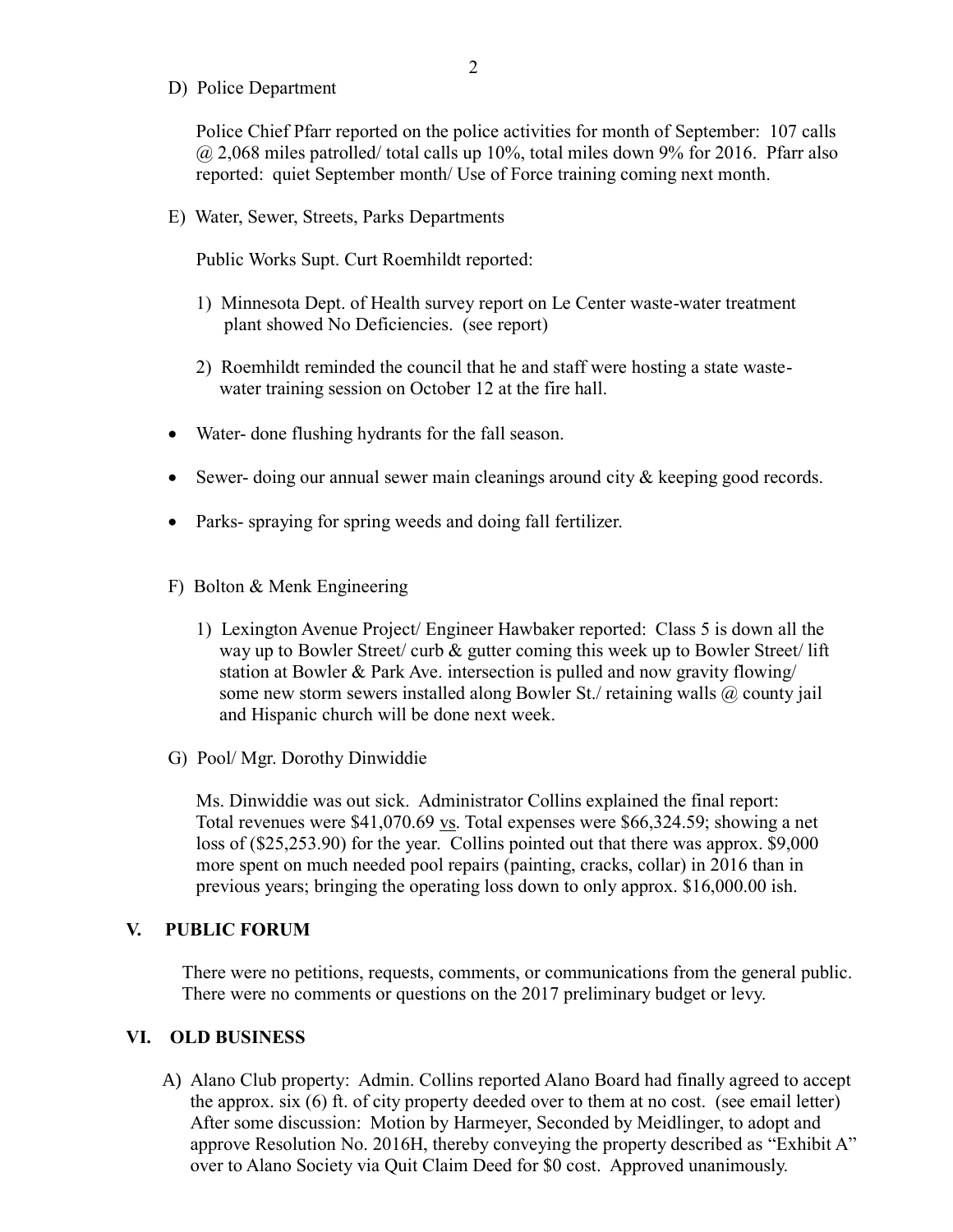D) Police Department

Police Chief Pfarr reported on the police activities for month of September: 107 calls @ 2,068 miles patrolled/ total calls up 10%, total miles down 9% for 2016. Pfarr also reported: quiet September month/ Use of Force training coming next month.

E) Water, Sewer, Streets, Parks Departments

Public Works Supt. Curt Roemhildt reported:

1) Minnesota Dept. of Health survey report on Le Center waste-water treatment plant showed No Deficiencies. (see report)

2) Roemhildt reminded the council that he and staff were hosting a state waste-water training session on October 12 at the fire hall.

- Water- done flushing hydrants for the fall season.
- Sewer- doing our annual sewer main cleanings around city & keeping good records.
- Parks- spraying for spring weeds and doing fall fertilizer.

F) Bolton & Menk Engineering

1) Lexington Avenue Project/ Engineer Hawbaker reported: Class 5 is down all the way up to Bowler Street/ curb & gutter coming this week up to Bowler Street/ lift station at Bowler & Park Ave. intersection is pulled and now gravity flowing/ some new storm sewers installed along Bowler St./ retaining walls @ county jail and Hispanic church will be done next week.

G) Pool/ Mgr. Dorothy Dinwiddie

Ms. Dinwiddie was out sick. Administrator Collins explained the final report: Total revenues were $41,070.69 vs. Total expenses were $66,324.59; showing a net loss of ($25,253.90) for the year. Collins pointed out that there was approx. $9,000 more spent on much needed pool repairs (painting, cracks, collar) in 2016 than in previous years; bringing the operating loss down to only approx. $16,000.00 ish.

## V. PUBLIC FORUM

There were no petitions, requests, comments, or communications from the general public. There were no comments or questions on the 2017 preliminary budget or levy.

## VI. OLD BUSINESS

A) Alano Club property: Admin. Collins reported Alano Board had finally agreed to accept the approx. six (6) ft. of city property deeded over to them at no cost. (see email letter) After some discussion: Motion by Harmeyer, Seconded by Meidlinger, to adopt and approve Resolution No. 2016H, thereby conveying the property described as "Exhibit A" over to Alano Society via Quit Claim Deed for $0 cost. Approved unanimously.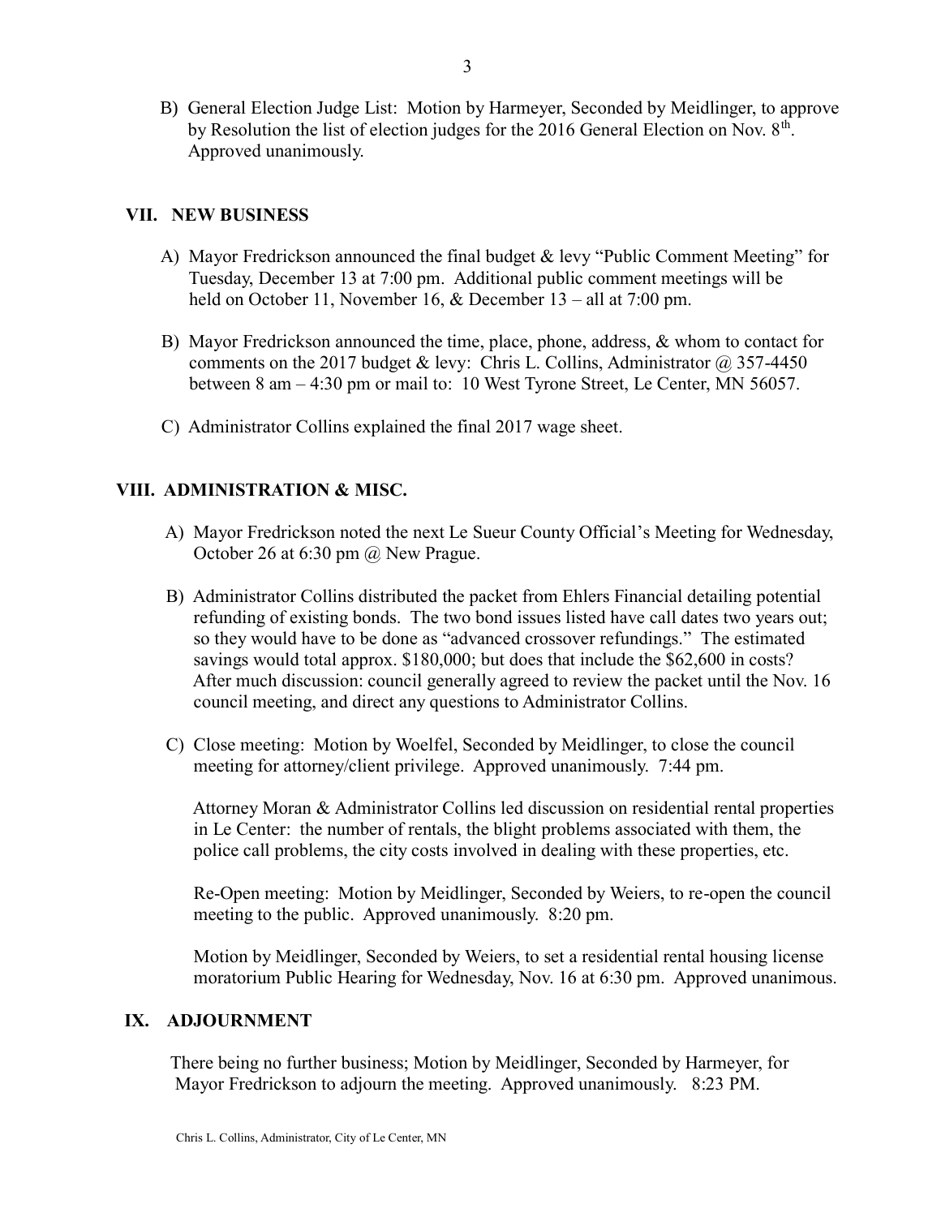B) General Election Judge List: Motion by Harmeyer, Seconded by Meidlinger, to approve by Resolution the list of election judges for the 2016 General Election on Nov. 8th. Approved unanimously.

## VII. NEW BUSINESS

A) Mayor Fredrickson announced the final budget & levy "Public Comment Meeting" for Tuesday, December 13 at 7:00 pm. Additional public comment meetings will be held on October 11, November 16, & December 13 – all at 7:00 pm.

B) Mayor Fredrickson announced the time, place, phone, address, & whom to contact for comments on the 2017 budget & levy: Chris L. Collins, Administrator @ 357-4450 between 8 am – 4:30 pm or mail to: 10 West Tyrone Street, Le Center, MN 56057.

C) Administrator Collins explained the final 2017 wage sheet.

## VIII. ADMINISTRATION & MISC.

A) Mayor Fredrickson noted the next Le Sueur County Official's Meeting for Wednesday, October 26 at 6:30 pm @ New Prague.

B) Administrator Collins distributed the packet from Ehlers Financial detailing potential refunding of existing bonds. The two bond issues listed have call dates two years out; so they would have to be done as "advanced crossover refundings." The estimated savings would total approx. $180,000; but does that include the $62,600 in costs? After much discussion: council generally agreed to review the packet until the Nov. 16 council meeting, and direct any questions to Administrator Collins.

C) Close meeting: Motion by Woelfel, Seconded by Meidlinger, to close the council meeting for attorney/client privilege. Approved unanimously. 7:44 pm.

Attorney Moran & Administrator Collins led discussion on residential rental properties in Le Center: the number of rentals, the blight problems associated with them, the police call problems, the city costs involved in dealing with these properties, etc.

Re-Open meeting: Motion by Meidlinger, Seconded by Weiers, to re-open the council meeting to the public. Approved unanimously. 8:20 pm.

Motion by Meidlinger, Seconded by Weiers, to set a residential rental housing license moratorium Public Hearing for Wednesday, Nov. 16 at 6:30 pm. Approved unanimous.

## IX. ADJOURNMENT

There being no further business; Motion by Meidlinger, Seconded by Harmeyer, for Mayor Fredrickson to adjourn the meeting. Approved unanimously. 8:23 PM.

Chris L. Collins, Administrator, City of Le Center, MN